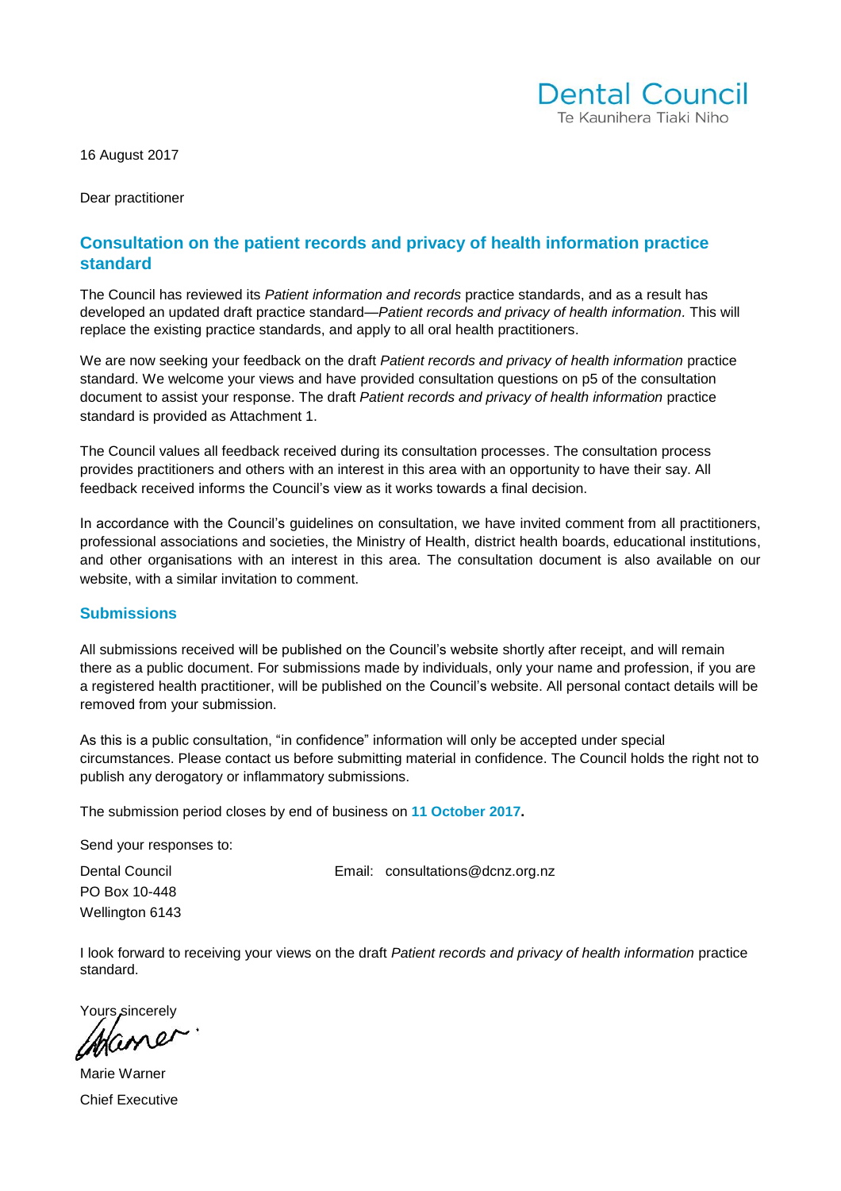Dental Council
Te Kaunihera Tiaki Niho

16 August 2017

Dear practitioner

## Consultation on the patient records and privacy of health information practice standard

The Council has reviewed its *Patient information and records* practice standards, and as a result has developed an updated draft practice standard—*Patient records and privacy of health information*. This will replace the existing practice standards, and apply to all oral health practitioners.

We are now seeking your feedback on the draft *Patient records and privacy of health information* practice standard. We welcome your views and have provided consultation questions on p5 of the consultation document to assist your response. The draft *Patient records and privacy of health information* practice standard is provided as Attachment 1.

The Council values all feedback received during its consultation processes. The consultation process provides practitioners and others with an interest in this area with an opportunity to have their say. All feedback received informs the Council's view as it works towards a final decision.

In accordance with the Council's guidelines on consultation, we have invited comment from all practitioners, professional associations and societies, the Ministry of Health, district health boards, educational institutions, and other organisations with an interest in this area. The consultation document is also available on our website, with a similar invitation to comment.

### Submissions

All submissions received will be published on the Council's website shortly after receipt, and will remain there as a public document. For submissions made by individuals, only your name and profession, if you are a registered health practitioner, will be published on the Council's website. All personal contact details will be removed from your submission.

As this is a public consultation, "in confidence" information will only be accepted under special circumstances. Please contact us before submitting material in confidence. The Council holds the right not to publish any derogatory or inflammatory submissions.

The submission period closes by end of business on **11 October 2017.**

Send your responses to:

Dental Council
PO Box 10-448
Wellington 6143

Email: consultations@dcnz.org.nz

I look forward to receiving your views on the draft *Patient records and privacy of health information* practice standard.

Yours sincerely

Marie Warner
Chief Executive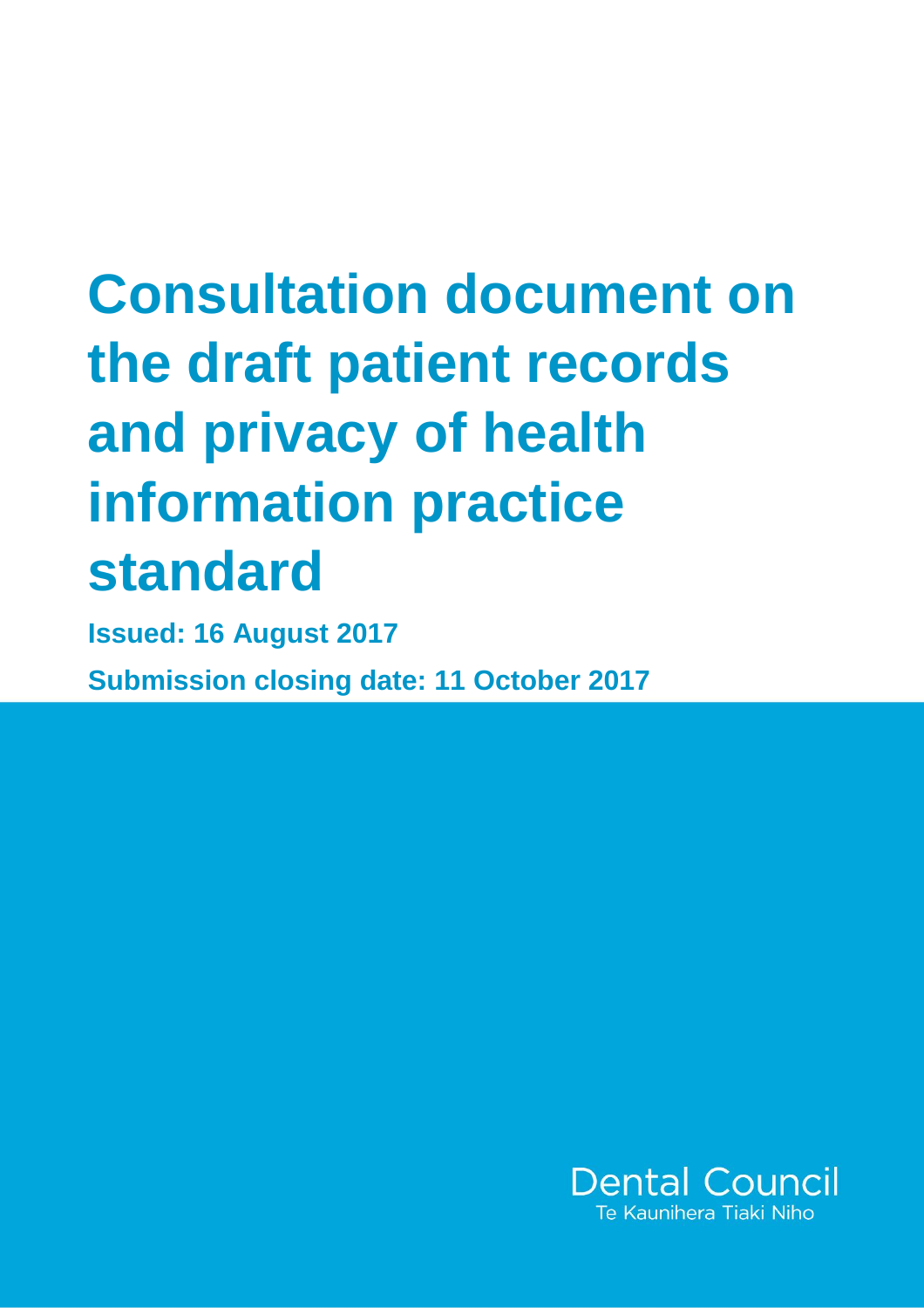# Consultation document on the draft patient records and privacy of health information practice standard

**Issued: 16 August 2017**

**Submission closing date: 11 October 2017**

Dental Council

Te Kaunihera Tiaki Niho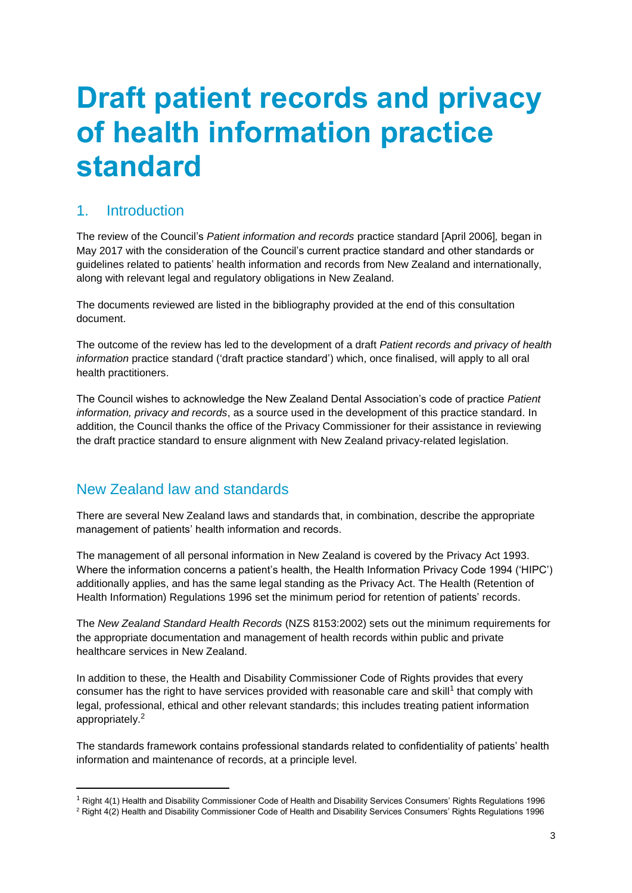# Draft patient records and privacy of health information practice standard

## 1. Introduction

The review of the Council's *Patient information and records* practice standard [April 2006]*,* began in May 2017 with the consideration of the Council's current practice standard and other standards or guidelines related to patients' health information and records from New Zealand and internationally, along with relevant legal and regulatory obligations in New Zealand.

The documents reviewed are listed in the bibliography provided at the end of this consultation document.

The outcome of the review has led to the development of a draft *Patient records and privacy of health information* practice standard ('draft practice standard') which, once finalised, will apply to all oral health practitioners.

The Council wishes to acknowledge the New Zealand Dental Association's code of practice *Patient information, privacy and records*, as a source used in the development of this practice standard. In addition, the Council thanks the office of the Privacy Commissioner for their assistance in reviewing the draft practice standard to ensure alignment with New Zealand privacy-related legislation.

## New Zealand law and standards

There are several New Zealand laws and standards that, in combination, describe the appropriate management of patients' health information and records.

The management of all personal information in New Zealand is covered by the Privacy Act 1993. Where the information concerns a patient's health, the Health Information Privacy Code 1994 ('HIPC') additionally applies, and has the same legal standing as the Privacy Act. The Health (Retention of Health Information) Regulations 1996 set the minimum period for retention of patients' records.

The *New Zealand Standard Health Records* (NZS 8153:2002) sets out the minimum requirements for the appropriate documentation and management of health records within public and private healthcare services in New Zealand.

In addition to these, the Health and Disability Commissioner Code of Rights provides that every consumer has the right to have services provided with reasonable care and skill[1] that comply with legal, professional, ethical and other relevant standards; this includes treating patient information appropriately.[2]

The standards framework contains professional standards related to confidentiality of patients' health information and maintenance of records, at a principle level.

---

[1] Right 4(1) Health and Disability Commissioner Code of Health and Disability Services Consumers' Rights Regulations 1996

[2] Right 4(2) Health and Disability Commissioner Code of Health and Disability Services Consumers' Rights Regulations 1996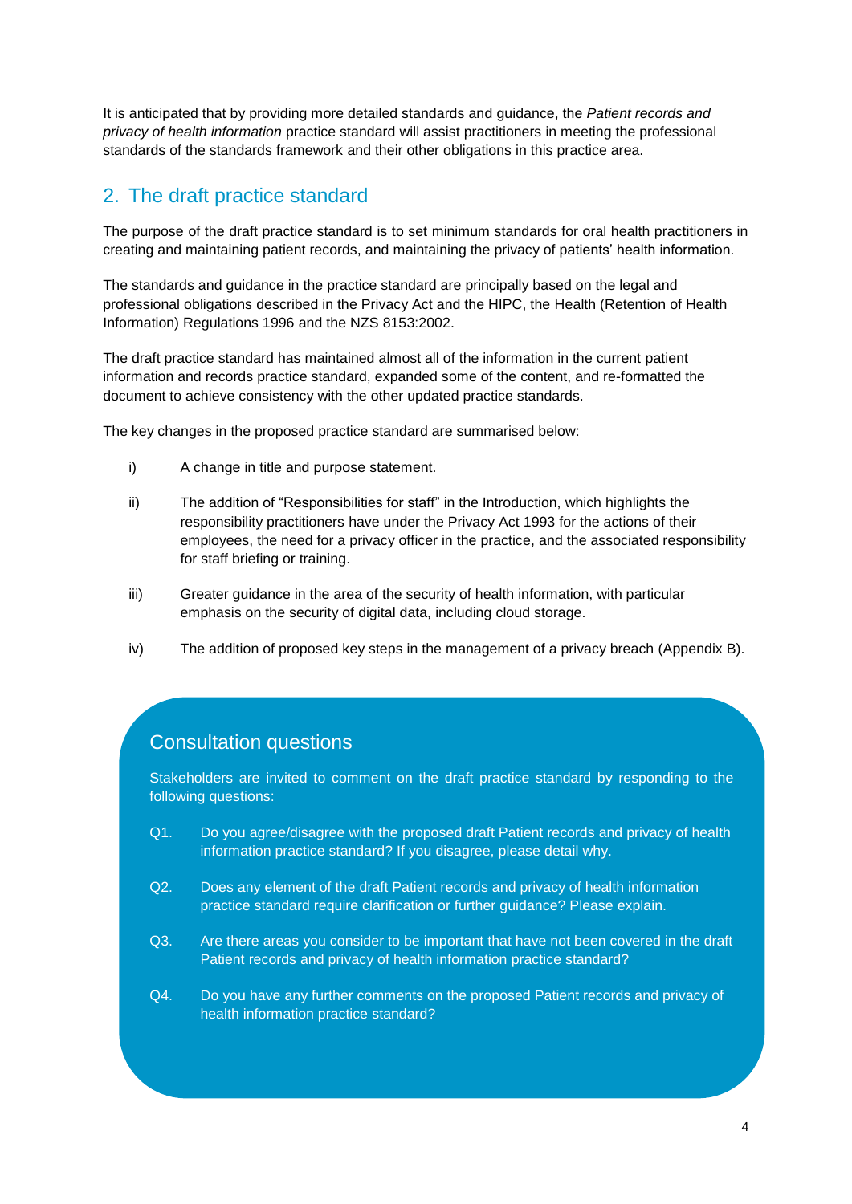It is anticipated that by providing more detailed standards and guidance, the *Patient records and privacy of health information* practice standard will assist practitioners in meeting the professional standards of the standards framework and their other obligations in this practice area.

## 2. The draft practice standard

The purpose of the draft practice standard is to set minimum standards for oral health practitioners in creating and maintaining patient records, and maintaining the privacy of patients' health information.

The standards and guidance in the practice standard are principally based on the legal and professional obligations described in the Privacy Act and the HIPC, the Health (Retention of Health Information) Regulations 1996 and the NZS 8153:2002.

The draft practice standard has maintained almost all of the information in the current patient information and records practice standard, expanded some of the content, and re-formatted the document to achieve consistency with the other updated practice standards.

The key changes in the proposed practice standard are summarised below:

i) A change in title and purpose statement.

ii) The addition of "Responsibilities for staff" in the Introduction, which highlights the responsibility practitioners have under the Privacy Act 1993 for the actions of their employees, the need for a privacy officer in the practice, and the associated responsibility for staff briefing or training.

iii) Greater guidance in the area of the security of health information, with particular emphasis on the security of digital data, including cloud storage.

iv) The addition of proposed key steps in the management of a privacy breach (Appendix B).

### Consultation questions

Stakeholders are invited to comment on the draft practice standard by responding to the following questions:

Q1. Do you agree/disagree with the proposed draft Patient records and privacy of health information practice standard? If you disagree, please detail why.

Q2. Does any element of the draft Patient records and privacy of health information practice standard require clarification or further guidance? Please explain.

Q3. Are there areas you consider to be important that have not been covered in the draft Patient records and privacy of health information practice standard?

Q4. Do you have any further comments on the proposed Patient records and privacy of health information practice standard?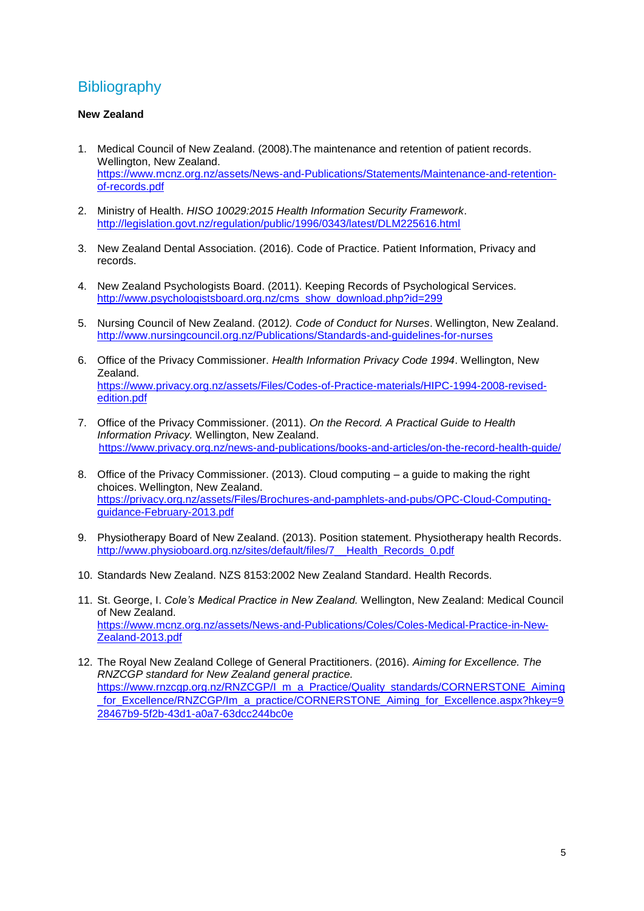# Bibliography

**New Zealand**

1. Medical Council of New Zealand. (2008).The maintenance and retention of patient records. Wellington, New Zealand. https://www.mcnz.org.nz/assets/News-and-Publications/Statements/Maintenance-and-retention-of-records.pdf

2. Ministry of Health. *HISO 10029:2015 Health Information Security Framework*. http://legislation.govt.nz/regulation/public/1996/0343/latest/DLM225616.html

3. New Zealand Dental Association. (2016). Code of Practice. Patient Information, Privacy and records.

4. New Zealand Psychologists Board. (2011). Keeping Records of Psychological Services. http://www.psychologistsboard.org.nz/cms_show_download.php?id=299

5. Nursing Council of New Zealand. (2012*). Code of Conduct for Nurses*. Wellington, New Zealand. http://www.nursingcouncil.org.nz/Publications/Standards-and-guidelines-for-nurses

6. Office of the Privacy Commissioner. *Health Information Privacy Code 1994*. Wellington, New Zealand. https://www.privacy.org.nz/assets/Files/Codes-of-Practice-materials/HIPC-1994-2008-revised-edition.pdf

7. Office of the Privacy Commissioner. (2011). *On the Record. A Practical Guide to Health Information Privacy.* Wellington, New Zealand. https://www.privacy.org.nz/news-and-publications/books-and-articles/on-the-record-health-guide/

8. Office of the Privacy Commissioner. (2013). Cloud computing – a guide to making the right choices. Wellington, New Zealand. https://privacy.org.nz/assets/Files/Brochures-and-pamphlets-and-pubs/OPC-Cloud-Computing-guidance-February-2013.pdf

9. Physiotherapy Board of New Zealand. (2013). Position statement. Physiotherapy health Records. http://www.physioboard.org.nz/sites/default/files/7__Health_Records_0.pdf

10. Standards New Zealand. NZS 8153:2002 New Zealand Standard. Health Records.

11. St. George, I. *Cole's Medical Practice in New Zealand.* Wellington, New Zealand: Medical Council of New Zealand. https://www.mcnz.org.nz/assets/News-and-Publications/Coles/Coles-Medical-Practice-in-New-Zealand-2013.pdf

12. The Royal New Zealand College of General Practitioners. (2016). *Aiming for Excellence. The RNZCGP standard for New Zealand general practice.* https://www.rnzcgp.org.nz/RNZCGP/I_m_a_Practice/Quality_standards/CORNERSTONE_Aiming_for_Excellence/RNZCGP/Im_a_practice/CORNERSTONE_Aiming_for_Excellence.aspx?hkey=928467b9-5f2b-43d1-a0a7-63dcc244bc0e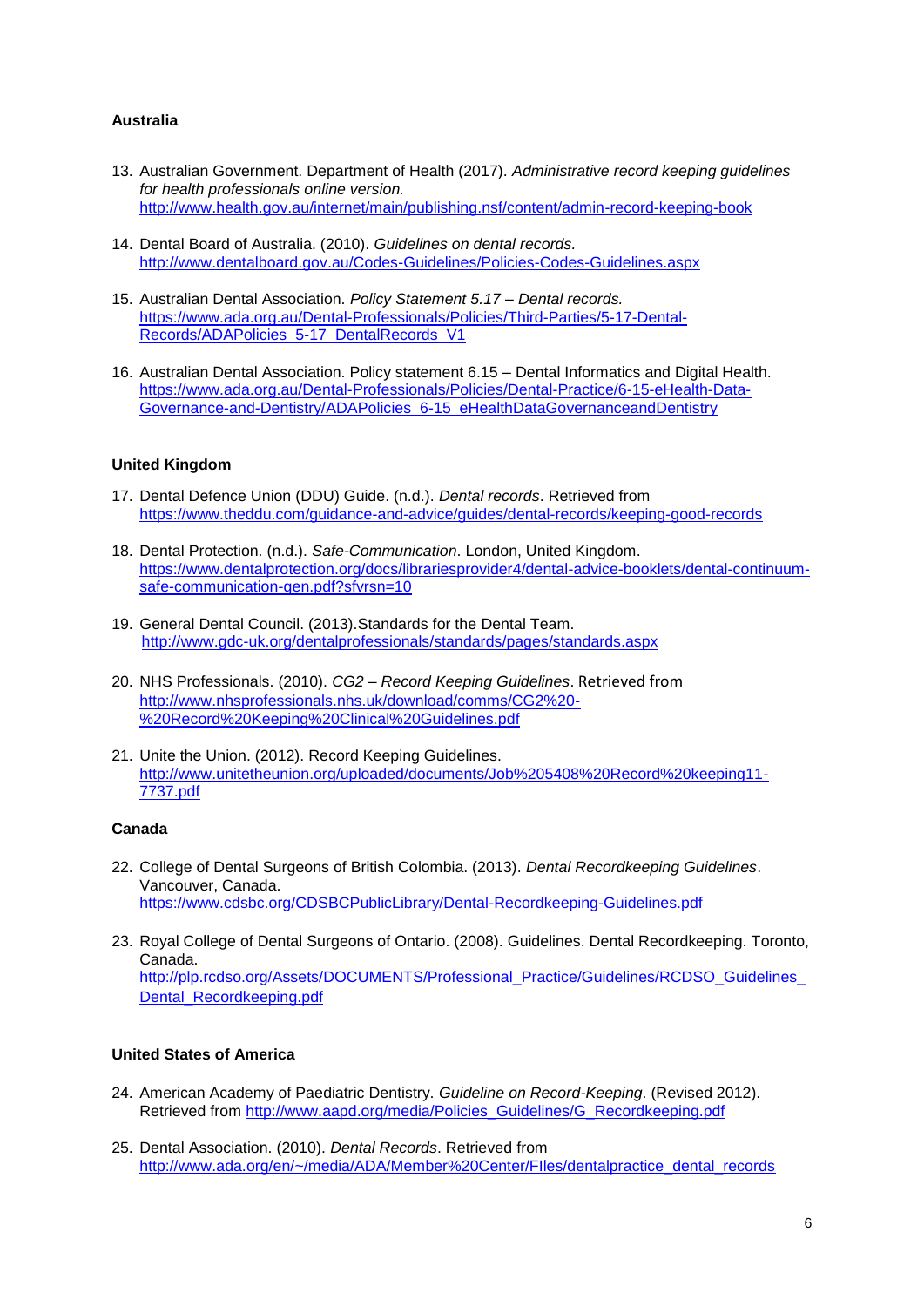**Australia**

13. Australian Government. Department of Health (2017). *Administrative record keeping guidelines for health professionals online version.* http://www.health.gov.au/internet/main/publishing.nsf/content/admin-record-keeping-book

14. Dental Board of Australia. (2010). *Guidelines on dental records.* http://www.dentalboard.gov.au/Codes-Guidelines/Policies-Codes-Guidelines.aspx

15. Australian Dental Association. *Policy Statement 5.17 – Dental records.* https://www.ada.org.au/Dental-Professionals/Policies/Third-Parties/5-17-Dental-Records/ADAPolicies_5-17_DentalRecords_V1

16. Australian Dental Association. Policy statement 6.15 – Dental Informatics and Digital Health. https://www.ada.org.au/Dental-Professionals/Policies/Dental-Practice/6-15-eHealth-Data-Governance-and-Dentistry/ADAPolicies_6-15_eHealthDataGovernanceandDentistry

**United Kingdom**

17. Dental Defence Union (DDU) Guide. (n.d.). *Dental records*. Retrieved from https://www.theddu.com/guidance-and-advice/guides/dental-records/keeping-good-records

18. Dental Protection. (n.d.). *Safe-Communication*. London, United Kingdom. https://www.dentalprotection.org/docs/librariesprovider4/dental-advice-booklets/dental-continuum-safe-communication-gen.pdf?sfvrsn=10

19. General Dental Council. (2013).Standards for the Dental Team. http://www.gdc-uk.org/dentalprofessionals/standards/pages/standards.aspx

20. NHS Professionals. (2010). *CG2 – Record Keeping Guidelines*. Retrieved from http://www.nhsprofessionals.nhs.uk/download/comms/CG2%20-%20Record%20Keeping%20Clinical%20Guidelines.pdf

21. Unite the Union. (2012). Record Keeping Guidelines. http://www.unitetheunion.org/uploaded/documents/Job%205408%20Record%20keeping11-7737.pdf

**Canada**

22. College of Dental Surgeons of British Colombia. (2013). *Dental Recordkeeping Guidelines*. Vancouver, Canada. https://www.cdsbc.org/CDSBCPublicLibrary/Dental-Recordkeeping-Guidelines.pdf

23. Royal College of Dental Surgeons of Ontario. (2008). Guidelines. Dental Recordkeeping. Toronto, Canada. http://plp.rcdso.org/Assets/DOCUMENTS/Professional_Practice/Guidelines/RCDSO_Guidelines_Dental_Recordkeeping.pdf

**United States of America**

24. American Academy of Paediatric Dentistry. *Guideline on Record-Keeping*. (Revised 2012). Retrieved from http://www.aapd.org/media/Policies_Guidelines/G_Recordkeeping.pdf

25. Dental Association. (2010). *Dental Records*. Retrieved from http://www.ada.org/en/~/media/ADA/Member%20Center/FIles/dentalpractice_dental_records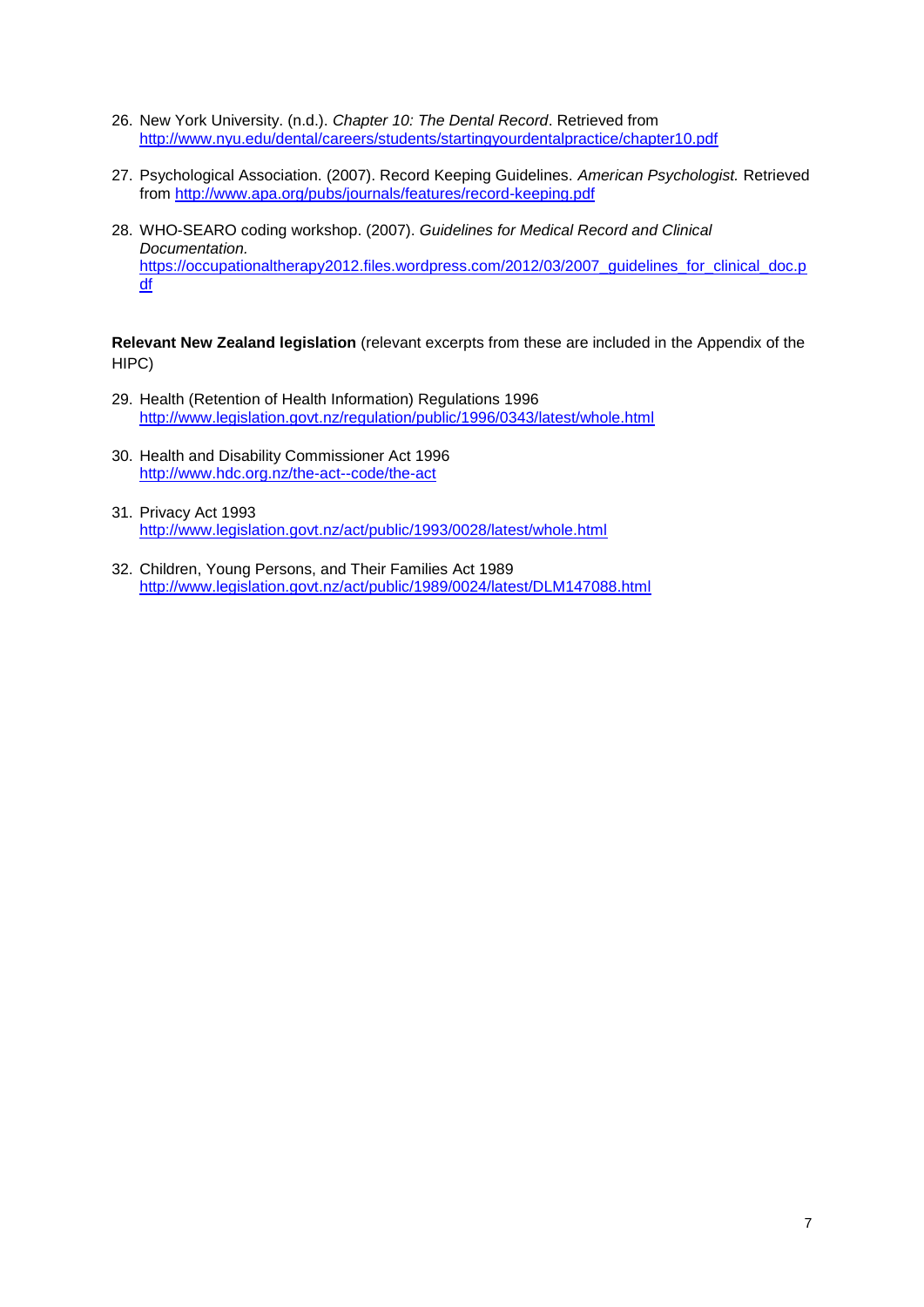26. New York University. (n.d.). *Chapter 10: The Dental Record*. Retrieved from http://www.nyu.edu/dental/careers/students/startingyourdentalpractice/chapter10.pdf

27. Psychological Association. (2007). Record Keeping Guidelines. *American Psychologist.* Retrieved from http://www.apa.org/pubs/journals/features/record-keeping.pdf

28. WHO-SEARO coding workshop. (2007). *Guidelines for Medical Record and Clinical Documentation.* https://occupationaltherapy2012.files.wordpress.com/2012/03/2007_guidelines_for_clinical_doc.pdf

**Relevant New Zealand legislation** (relevant excerpts from these are included in the Appendix of the HIPC)

29. Health (Retention of Health Information) Regulations 1996 http://www.legislation.govt.nz/regulation/public/1996/0343/latest/whole.html

30. Health and Disability Commissioner Act 1996 http://www.hdc.org.nz/the-act--code/the-act

31. Privacy Act 1993 http://www.legislation.govt.nz/act/public/1993/0028/latest/whole.html

32. Children, Young Persons, and Their Families Act 1989 http://www.legislation.govt.nz/act/public/1989/0024/latest/DLM147088.html